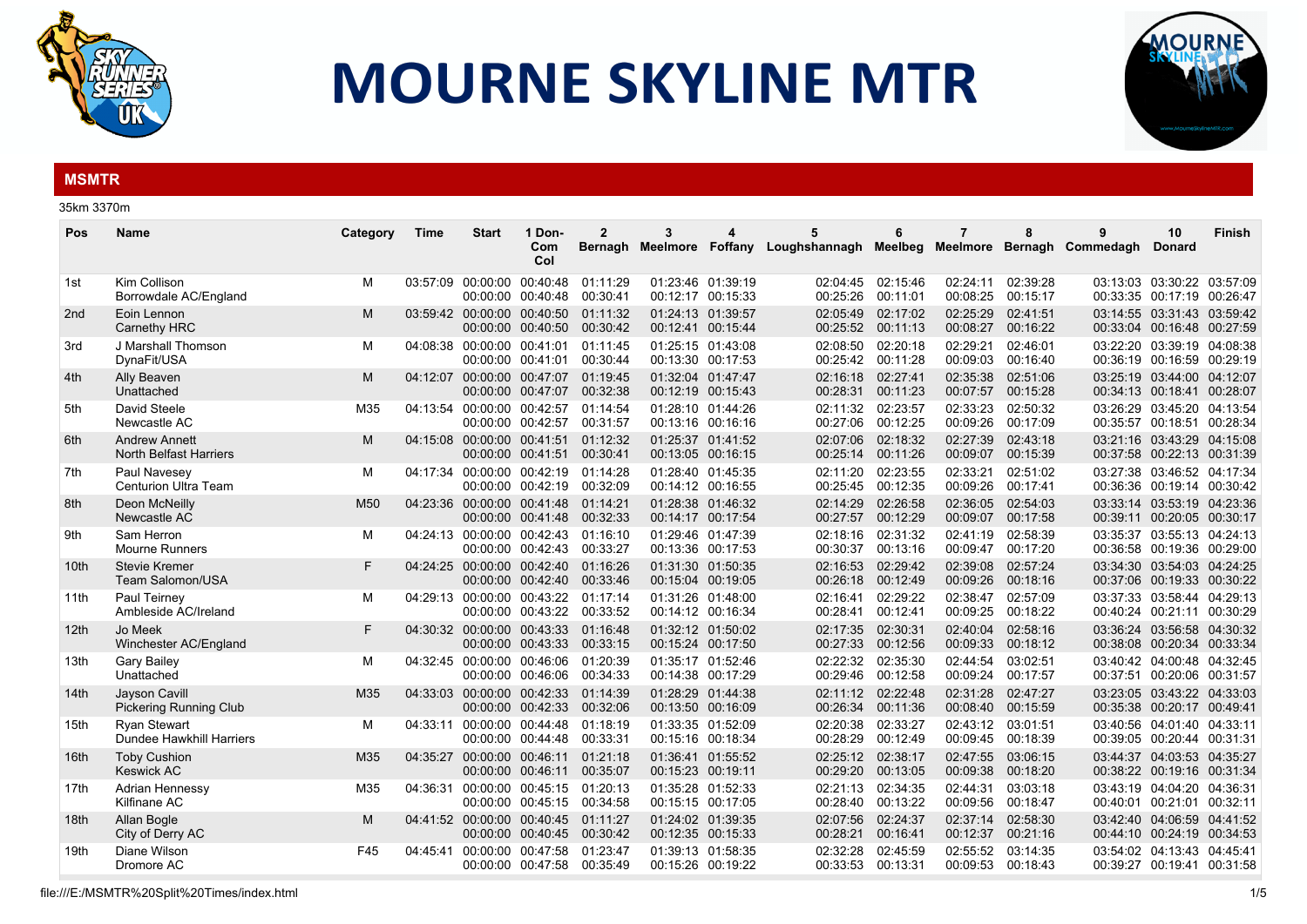# MOURNE SKYLINE MTR

## MSMTR

35km 3370m

| Pos | Name | Category | Time | Start | 1 Don-Com Col | 2 Bernagh | 3 Meelmore | 4 Foffany | 5 Loughshannagh | 6 Meelbeg | 7 Meelmore | 8 Bernagh | 9 Commedagh | 10 Donard | Finish |
|---|---|---|---|---|---|---|---|---|---|---|---|---|---|---|---|
| 1st | Kim Collison<br>Borrowdale AC/England | M | 03:57:09 | 00:00:00<br>00:00:00 | 00:40:48<br>00:40:48 | 01:11:29<br>00:30:41 | 01:23:46<br>00:12:17 | 01:39:19<br>00:15:33 | 02:04:45<br>00:25:26 | 02:15:46<br>00:11:01 | 02:24:11<br>00:08:25 | 02:39:28<br>00:15:17 | 03:13:03<br>00:33:35 | 03:30:22<br>00:17:19 | 03:57:09<br>00:26:47 |
| 2nd | Eoin Lennon<br>Carnethy HRC | M | 03:59:42 | 00:00:00<br>00:00:00 | 00:40:50<br>00:40:50 | 01:11:32<br>00:30:42 | 01:24:13<br>00:12:41 | 01:39:57<br>00:15:44 | 02:05:49<br>00:25:52 | 02:17:02<br>00:11:13 | 02:25:29<br>00:08:27 | 02:41:51<br>00:16:22 | 03:14:55<br>00:33:04 | 03:31:43<br>00:16:48 | 03:59:42<br>00:27:59 |
| 3rd | J Marshall Thomson<br>DynaFit/USA | M | 04:08:38 | 00:00:00<br>00:00:00 | 00:41:01<br>00:41:01 | 01:11:45<br>00:30:44 | 01:25:15<br>00:13:30 | 01:43:08<br>00:17:53 | 02:08:50<br>00:25:42 | 02:20:18<br>00:11:28 | 02:29:21<br>00:09:03 | 02:46:01<br>00:16:40 | 03:22:20<br>00:36:19 | 03:39:19<br>00:16:59 | 04:08:38<br>00:29:19 |
| 4th | Ally Beaven<br>Unattached | M | 04:12:07 | 00:00:00<br>00:00:00 | 00:47:07<br>00:47:07 | 01:19:45<br>00:32:38 | 01:32:04<br>00:12:19 | 01:47:47<br>00:15:43 | 02:16:18<br>00:28:31 | 02:27:41<br>00:11:23 | 02:35:38<br>00:07:57 | 02:51:06<br>00:15:28 | 03:25:19<br>00:34:13 | 03:44:00<br>00:18:41 | 04:12:07<br>00:28:07 |
| 5th | David Steele<br>Newcastle AC | M35 | 04:13:54 | 00:00:00<br>00:00:00 | 00:42:57<br>00:42:57 | 01:14:54<br>00:31:57 | 01:28:10<br>00:13:16 | 01:44:26<br>00:16:16 | 02:11:32<br>00:27:06 | 02:23:57<br>00:12:25 | 02:33:23<br>00:09:26 | 02:50:32<br>00:17:09 | 03:26:29<br>00:35:57 | 03:45:20<br>00:18:51 | 04:13:54<br>00:28:34 |
| 6th | Andrew Annett<br>North Belfast Harriers | M | 04:15:08 | 00:00:00<br>00:00:00 | 00:41:51<br>00:41:51 | 01:12:32<br>00:30:41 | 01:25:37<br>00:13:05 | 01:41:52<br>00:16:15 | 02:07:06<br>00:25:14 | 02:18:32<br>00:11:26 | 02:27:39<br>00:09:07 | 02:43:18<br>00:15:39 | 03:21:16<br>00:37:58 | 03:43:29<br>00:22:13 | 04:15:08<br>00:31:39 |
| 7th | Paul Navesey<br>Centurion Ultra Team | M | 04:17:34 | 00:00:00<br>00:00:00 | 00:42:19<br>00:42:19 | 01:14:28<br>00:32:09 | 01:28:40<br>00:14:12 | 01:45:35<br>00:16:55 | 02:11:20<br>00:25:45 | 02:23:55<br>00:12:35 | 02:33:21<br>00:09:26 | 02:51:02<br>00:17:41 | 03:27:38<br>00:36:36 | 03:46:52<br>00:19:14 | 04:17:34<br>00:30:42 |
| 8th | Deon McNeilly<br>Newcastle AC | M50 | 04:23:36 | 00:00:00<br>00:00:00 | 00:41:48<br>00:41:48 | 01:14:21<br>00:32:33 | 01:28:38<br>00:14:17 | 01:46:32<br>00:17:54 | 02:14:29<br>00:27:57 | 02:26:58<br>00:12:29 | 02:36:05<br>00:09:07 | 02:54:03<br>00:17:58 | 03:33:14<br>00:39:11 | 03:53:19<br>00:20:05 | 04:23:36<br>00:30:17 |
| 9th | Sam Herron<br>Mourne Runners | M | 04:24:13 | 00:00:00<br>00:00:00 | 00:42:43<br>00:42:43 | 01:16:10<br>00:33:27 | 01:29:46<br>00:13:36 | 01:47:39<br>00:17:53 | 02:18:16<br>00:30:37 | 02:31:32<br>00:13:16 | 02:41:19<br>00:09:47 | 02:58:39<br>00:17:20 | 03:35:37<br>00:36:58 | 03:55:13<br>00:19:36 | 04:24:13<br>00:29:00 |
| 10th | Stevie Kremer<br>Team Salomon/USA | F | 04:24:25 | 00:00:00<br>00:00:00 | 00:42:40<br>00:42:40 | 01:16:26<br>00:33:46 | 01:31:30<br>00:15:04 | 01:50:35<br>00:19:05 | 02:16:53<br>00:26:18 | 02:29:42<br>00:12:49 | 02:39:08<br>00:09:26 | 02:57:24<br>00:18:16 | 03:34:30<br>00:37:06 | 03:54:03<br>00:19:33 | 04:24:25<br>00:30:22 |
| 11th | Paul Teirney<br>Ambleside AC/Ireland | M | 04:29:13 | 00:00:00<br>00:00:00 | 00:43:22<br>00:43:22 | 01:17:14<br>00:33:52 | 01:31:26<br>00:14:12 | 01:48:00<br>00:16:34 | 02:16:41<br>00:28:41 | 02:29:22<br>00:12:41 | 02:38:47<br>00:09:25 | 02:57:09<br>00:18:22 | 03:37:33<br>00:40:24 | 03:58:44<br>00:21:11 | 04:29:13<br>00:30:29 |
| 12th | Jo Meek<br>Winchester AC/England | F | 04:30:32 | 00:00:00<br>00:00:00 | 00:43:33<br>00:43:33 | 01:16:48<br>00:33:15 | 01:32:12<br>00:15:24 | 01:50:02<br>00:17:50 | 02:17:35<br>00:27:33 | 02:30:31<br>00:12:56 | 02:40:04<br>00:09:33 | 02:58:16<br>00:18:12 | 03:36:24<br>00:38:08 | 03:56:58<br>00:20:34 | 04:30:32<br>00:33:34 |
| 13th | Gary Bailey<br>Unattached | M | 04:32:45 | 00:00:00<br>00:00:00 | 00:46:06<br>00:46:06 | 01:20:39<br>00:34:33 | 01:35:17<br>00:14:38 | 01:52:46<br>00:17:29 | 02:22:32<br>00:29:46 | 02:35:30<br>00:12:58 | 02:44:54<br>00:09:24 | 03:02:51<br>00:17:57 | 03:40:42<br>00:37:51 | 04:00:48<br>00:20:06 | 04:32:45<br>00:31:57 |
| 14th | Jayson Cavill<br>Pickering Running Club | M35 | 04:33:03 | 00:00:00<br>00:00:00 | 00:42:33<br>00:42:33 | 01:14:39<br>00:32:06 | 01:28:29<br>00:13:50 | 01:44:38<br>00:16:09 | 02:11:12<br>00:26:34 | 02:22:48<br>00:11:36 | 02:31:28<br>00:08:40 | 02:47:27<br>00:15:59 | 03:23:05<br>00:35:38 | 03:43:22<br>00:20:17 | 04:33:03<br>00:49:41 |
| 15th | Ryan Stewart<br>Dundee Hawkhill Harriers | M | 04:33:11 | 00:00:00<br>00:00:00 | 00:44:48<br>00:44:48 | 01:18:19<br>00:33:31 | 01:33:35<br>00:15:16 | 01:52:09<br>00:18:34 | 02:20:38<br>00:28:29 | 02:33:27<br>00:12:49 | 02:43:12<br>00:09:45 | 03:01:51<br>00:18:39 | 03:40:56<br>00:39:05 | 04:01:40<br>00:20:44 | 04:33:11<br>00:31:31 |
| 16th | Toby Cushion<br>Keswick AC | M35 | 04:35:27 | 00:00:00<br>00:00:00 | 00:46:11<br>00:46:11 | 01:21:18<br>00:35:07 | 01:36:41<br>00:15:23 | 01:55:52<br>00:19:11 | 02:25:12<br>00:29:20 | 02:38:17<br>00:13:05 | 02:47:55<br>00:09:38 | 03:06:15<br>00:18:20 | 03:44:37<br>00:38:22 | 04:03:53<br>00:19:16 | 04:35:27<br>00:31:34 |
| 17th | Adrian Hennessy<br>Kilfinane AC | M35 | 04:36:31 | 00:00:00<br>00:00:00 | 00:45:15<br>00:45:15 | 01:20:13<br>00:34:58 | 01:35:28<br>00:15:15 | 01:52:33<br>00:17:05 | 02:21:13<br>00:28:40 | 02:34:35<br>00:13:22 | 02:44:31<br>00:09:56 | 03:03:18<br>00:18:47 | 03:43:19<br>00:40:01 | 04:04:20<br>00:21:01 | 04:36:31<br>00:32:11 |
| 18th | Allan Bogle<br>City of Derry AC | M | 04:41:52 | 00:00:00<br>00:00:00 | 00:40:45<br>00:40:45 | 01:11:27<br>00:30:42 | 01:24:02<br>00:12:35 | 01:39:35<br>00:15:33 | 02:07:56<br>00:28:21 | 02:24:37<br>00:16:41 | 02:37:14<br>00:12:37 | 02:58:30<br>00:21:16 | 03:42:40<br>00:44:10 | 04:06:59<br>00:24:19 | 04:41:52<br>00:34:53 |
| 19th | Diane Wilson<br>Dromore AC | F45 | 04:45:41 | 00:00:00<br>00:00:00 | 00:47:58<br>00:47:58 | 01:23:47<br>00:35:49 | 01:39:13<br>00:15:26 | 01:58:35<br>00:19:22 | 02:32:28<br>00:33:53 | 02:45:59<br>00:13:31 | 02:55:52<br>00:09:53 | 03:14:35<br>00:18:43 | 03:54:02<br>00:39:27 | 04:13:43<br>00:19:41 | 04:45:41<br>00:31:58 |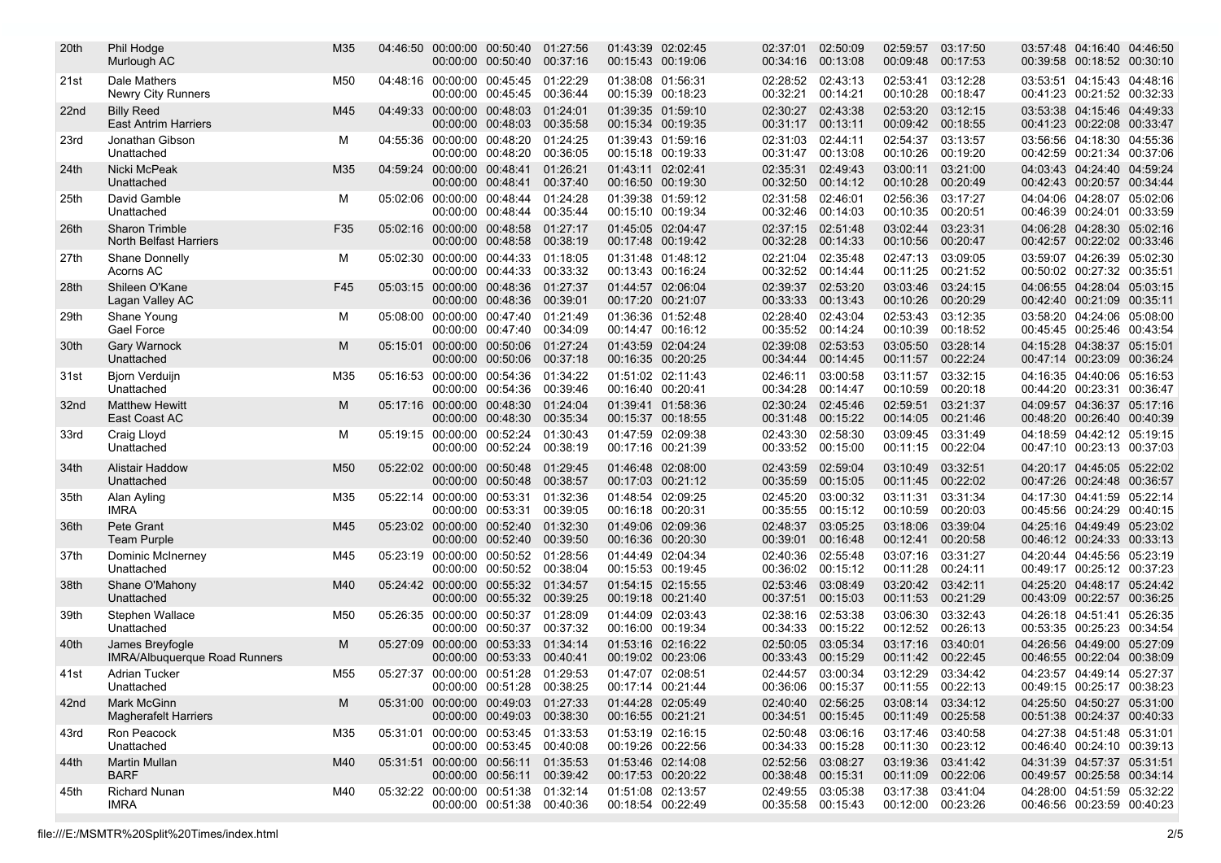| 20th | Phil Hodge<br>Murlough AC | M35 | 04:46:50 | 00:00:00<br>00:00:00 | 00:50:40<br>00:50:40 | 01:27:56<br>00:37:16 | 01:43:39<br>00:15:43 | 02:02:45<br>00:19:06 | 02:37:01<br>00:34:16 | 02:50:09<br>00:13:08 | 02:59:57<br>00:09:48 | 03:17:50<br>00:17:53 | 03:57:48<br>00:39:58 | 04:16:40<br>00:18:52 | 04:46:50<br>00:30:10 |
|---|---|---|---|---|---|---|---|---|---|---|---|---|---|---|---|
| 21st | Dale Mathers<br>Newry City Runners | M50 | 04:48:16 | 00:00:00<br>00:00:00 | 00:45:45<br>00:45:45 | 01:22:29<br>00:36:44 | 01:38:08<br>00:15:39 | 01:56:31<br>00:18:23 | 02:28:52<br>00:32:21 | 02:43:13<br>00:14:21 | 02:53:41<br>00:10:28 | 03:12:28<br>00:18:47 | 03:53:51<br>00:41:23 | 04:15:43<br>00:21:52 | 04:48:16<br>00:32:33 |
| 22nd | Billy Reed<br>East Antrim Harriers | M45 | 04:49:33 | 00:00:00<br>00:00:00 | 00:48:03<br>00:48:03 | 01:24:01<br>00:35:58 | 01:39:35<br>00:15:34 | 01:59:10<br>00:19:35 | 02:30:27<br>00:31:17 | 02:43:38<br>00:13:11 | 02:53:20<br>00:09:42 | 03:12:15<br>00:18:55 | 03:53:38<br>00:41:23 | 04:15:46<br>00:22:08 | 04:49:33<br>00:33:47 |
| 23rd | Jonathan Gibson<br>Unattached | M | 04:55:36 | 00:00:00<br>00:00:00 | 00:48:20<br>00:48:20 | 01:24:25<br>00:36:05 | 01:39:43<br>00:15:18 | 01:59:16<br>00:19:33 | 02:31:03<br>00:31:47 | 02:44:11<br>00:13:08 | 02:54:37<br>00:10:26 | 03:13:57<br>00:19:20 | 03:56:56<br>00:42:59 | 04:18:30<br>00:21:34 | 04:55:36<br>00:37:06 |
| 24th | Nicki McPeak<br>Unattached | M35 | 04:59:24 | 00:00:00<br>00:00:00 | 00:48:41<br>00:48:41 | 01:26:21<br>00:37:40 | 01:43:11<br>00:16:50 | 02:02:41<br>00:19:30 | 02:35:31<br>00:32:50 | 02:49:43<br>00:14:12 | 03:00:11<br>00:10:28 | 03:21:00<br>00:20:49 | 04:03:43<br>00:42:43 | 04:24:40<br>00:20:57 | 04:59:24<br>00:34:44 |
| 25th | David Gamble<br>Unattached | M | 05:02:06 | 00:00:00<br>00:00:00 | 00:48:44<br>00:48:44 | 01:24:28<br>00:35:44 | 01:39:38<br>00:15:10 | 01:59:12<br>00:19:34 | 02:31:58<br>00:32:46 | 02:46:01<br>00:14:03 | 02:56:36<br>00:10:35 | 03:17:27<br>00:20:51 | 04:04:06<br>00:46:39 | 04:28:07<br>00:24:01 | 05:02:06<br>00:33:59 |
| 26th | Sharon Trimble<br>North Belfast Harriers | F35 | 05:02:16 | 00:00:00<br>00:00:00 | 00:48:58<br>00:48:58 | 01:27:17<br>00:38:19 | 01:45:05<br>00:17:48 | 02:04:47<br>00:19:42 | 02:37:15<br>00:32:28 | 02:51:48<br>00:14:33 | 03:02:44<br>00:10:56 | 03:23:31<br>00:20:47 | 04:06:28<br>00:42:57 | 04:28:30<br>00:22:02 | 05:02:16<br>00:33:46 |
| 27th | Shane Donnelly<br>Acorns AC | M | 05:02:30 | 00:00:00<br>00:00:00 | 00:44:33<br>00:44:33 | 01:18:05<br>00:33:32 | 01:31:48<br>00:13:43 | 01:48:12<br>00:16:24 | 02:21:04<br>00:32:52 | 02:35:48<br>00:14:44 | 02:47:13<br>00:11:25 | 03:09:05<br>00:21:52 | 03:59:07<br>00:50:02 | 04:26:39<br>00:27:32 | 05:02:30<br>00:35:51 |
| 28th | Shileen O'Kane<br>Lagan Valley AC | F45 | 05:03:15 | 00:00:00<br>00:00:00 | 00:48:36<br>00:48:36 | 01:27:37<br>00:39:01 | 01:44:57<br>00:17:20 | 02:06:04<br>00:21:07 | 02:39:37<br>00:33:33 | 02:53:20<br>00:13:43 | 03:03:46<br>00:10:26 | 03:24:15<br>00:20:29 | 04:06:55<br>00:42:40 | 04:28:04<br>00:21:09 | 05:03:15<br>00:35:11 |
| 29th | Shane Young<br>Gael Force | M | 05:08:00 | 00:00:00<br>00:00:00 | 00:47:40<br>00:47:40 | 01:21:49<br>00:34:09 | 01:36:36<br>00:14:47 | 01:52:48<br>00:16:12 | 02:28:40<br>00:35:52 | 02:43:04<br>00:14:24 | 02:53:43<br>00:10:39 | 03:12:35<br>00:18:52 | 03:58:20<br>00:45:45 | 04:24:06<br>00:25:46 | 05:08:00<br>00:43:54 |
| 30th | Gary Warnock<br>Unattached | M | 05:15:01 | 00:00:00<br>00:00:00 | 00:50:06<br>00:50:06 | 01:27:24<br>00:37:18 | 01:43:59<br>00:16:35 | 02:04:24<br>00:20:25 | 02:39:08<br>00:34:44 | 02:53:53<br>00:14:45 | 03:05:50<br>00:11:57 | 03:28:14<br>00:22:24 | 04:15:28<br>00:47:14 | 04:38:37<br>00:23:09 | 05:15:01<br>00:36:24 |
| 31st | Bjorn Verduijn<br>Unattached | M35 | 05:16:53 | 00:00:00<br>00:00:00 | 00:54:36<br>00:54:36 | 01:34:22<br>00:39:46 | 01:51:02<br>00:16:40 | 02:11:43<br>00:20:41 | 02:46:11<br>00:34:28 | 03:00:58<br>00:14:47 | 03:11:57<br>00:10:59 | 03:32:15<br>00:20:18 | 04:16:35<br>00:44:20 | 04:40:06<br>00:23:31 | 05:16:53<br>00:36:47 |
| 32nd | Matthew Hewitt<br>East Coast AC | M | 05:17:16 | 00:00:00<br>00:00:00 | 00:48:30<br>00:48:30 | 01:24:04<br>00:35:34 | 01:39:41<br>00:15:37 | 01:58:36<br>00:18:55 | 02:30:24<br>00:31:48 | 02:45:46<br>00:15:22 | 02:59:51<br>00:14:05 | 03:21:37<br>00:21:46 | 04:09:57<br>00:48:20 | 04:36:37<br>00:26:40 | 05:17:16<br>00:40:39 |
| 33rd | Craig Lloyd<br>Unattached | M | 05:19:15 | 00:00:00<br>00:00:00 | 00:52:24<br>00:52:24 | 01:30:43<br>00:38:19 | 01:47:59<br>00:17:16 | 02:09:38<br>00:21:39 | 02:43:30<br>00:33:52 | 02:58:30<br>00:15:00 | 03:09:45<br>00:11:15 | 03:31:49<br>00:22:04 | 04:18:59<br>00:47:10 | 04:42:12<br>00:23:13 | 05:19:15<br>00:37:03 |
| 34th | Alistair Haddow<br>Unattached | M50 | 05:22:02 | 00:00:00<br>00:00:00 | 00:50:48<br>00:50:48 | 01:29:45<br>00:38:57 | 01:46:48<br>00:17:03 | 02:08:00<br>00:21:12 | 02:43:59<br>00:35:59 | 02:59:04<br>00:15:05 | 03:10:49<br>00:11:45 | 03:32:51<br>00:22:02 | 04:20:17<br>00:47:26 | 04:45:05<br>00:24:48 | 05:22:02<br>00:36:57 |
| 35th | Alan Ayling<br>IMRA | M35 | 05:22:14 | 00:00:00<br>00:00:00 | 00:53:31<br>00:53:31 | 01:32:36<br>00:39:05 | 01:48:54<br>00:16:18 | 02:09:25<br>00:20:31 | 02:45:20<br>00:35:55 | 03:00:32<br>00:15:12 | 03:11:31<br>00:10:59 | 03:31:34<br>00:20:03 | 04:17:30<br>00:45:56 | 04:41:59<br>00:24:29 | 05:22:14<br>00:40:15 |
| 36th | Pete Grant<br>Team Purple | M45 | 05:23:02 | 00:00:00<br>00:00:00 | 00:52:40<br>00:52:40 | 01:32:30<br>00:39:50 | 01:49:06<br>00:16:36 | 02:09:36<br>00:20:30 | 02:48:37<br>00:39:01 | 03:05:25<br>00:16:48 | 03:18:06<br>00:12:41 | 03:39:04<br>00:20:58 | 04:25:16<br>00:46:12 | 04:49:49<br>00:24:33 | 05:23:02<br>00:33:13 |
| 37th | Dominic McInerney<br>Unattached | M45 | 05:23:19 | 00:00:00<br>00:00:00 | 00:50:52<br>00:50:52 | 01:28:56<br>00:38:04 | 01:44:49<br>00:15:53 | 02:04:34<br>00:19:45 | 02:40:36<br>00:36:02 | 02:55:48<br>00:15:12 | 03:07:16<br>00:11:28 | 03:31:27<br>00:24:11 | 04:20:44<br>00:49:17 | 04:45:56<br>00:25:12 | 05:23:19<br>00:37:23 |
| 38th | Shane O'Mahony<br>Unattached | M40 | 05:24:42 | 00:00:00<br>00:00:00 | 00:55:32<br>00:55:32 | 01:34:57<br>00:39:25 | 01:54:15<br>00:19:18 | 02:15:55<br>00:21:40 | 02:53:46<br>00:37:51 | 03:08:49<br>00:15:03 | 03:20:42<br>00:11:53 | 03:42:11<br>00:21:29 | 04:25:20<br>00:43:09 | 04:48:17<br>00:22:57 | 05:24:42<br>00:36:25 |
| 39th | Stephen Wallace<br>Unattached | M50 | 05:26:35 | 00:00:00<br>00:00:00 | 00:50:37<br>00:50:37 | 01:28:09<br>00:37:32 | 01:44:09<br>00:16:00 | 02:03:43<br>00:19:34 | 02:38:16<br>00:34:33 | 02:53:38<br>00:15:22 | 03:06:30<br>00:12:52 | 03:32:43<br>00:26:13 | 04:26:18<br>00:53:35 | 04:51:41<br>00:25:23 | 05:26:35<br>00:34:54 |
| 40th | James Breyfogle<br>IMRA/Albuquerque Road Runners | M | 05:27:09 | 00:00:00<br>00:00:00 | 00:53:33<br>00:53:33 | 01:34:14<br>00:40:41 | 01:53:16<br>00:19:02 | 02:16:22<br>00:23:06 | 02:50:05<br>00:33:43 | 03:05:34<br>00:15:29 | 03:17:16<br>00:11:42 | 03:40:01<br>00:22:45 | 04:26:56<br>00:46:55 | 04:49:00<br>00:22:04 | 05:27:09<br>00:38:09 |
| 41st | Adrian Tucker<br>Unattached | M55 | 05:27:37 | 00:00:00<br>00:00:00 | 00:51:28<br>00:51:28 | 01:29:53<br>00:38:25 | 01:47:07<br>00:17:14 | 02:08:51<br>00:21:44 | 02:44:57<br>00:36:06 | 03:00:34<br>00:15:37 | 03:12:29<br>00:11:55 | 03:34:42<br>00:22:13 | 04:23:57<br>00:49:15 | 04:49:14<br>00:25:17 | 05:27:37<br>00:38:23 |
| 42nd | Mark McGinn<br>Magherafelt Harriers | M | 05:31:00 | 00:00:00<br>00:00:00 | 00:49:03<br>00:49:03 | 01:27:33<br>00:38:30 | 01:44:28<br>00:16:55 | 02:05:49<br>00:21:21 | 02:40:40<br>00:34:51 | 02:56:25<br>00:15:45 | 03:08:14<br>00:11:49 | 03:34:12<br>00:25:58 | 04:25:50<br>00:51:38 | 04:50:27<br>00:24:37 | 05:31:00<br>00:40:33 |
| 43rd | Ron Peacock<br>Unattached | M35 | 05:31:01 | 00:00:00<br>00:00:00 | 00:53:45<br>00:53:45 | 01:33:53<br>00:40:08 | 01:53:19<br>00:19:26 | 02:16:15<br>00:22:56 | 02:50:48<br>00:34:33 | 03:06:16<br>00:15:28 | 03:17:46<br>00:11:30 | 03:40:58<br>00:23:12 | 04:27:38<br>00:46:40 | 04:51:48<br>00:24:10 | 05:31:01<br>00:39:13 |
| 44th | Martin Mullan<br>BARF | M40 | 05:31:51 | 00:00:00<br>00:00:00 | 00:56:11<br>00:56:11 | 01:35:53<br>00:39:42 | 01:53:46<br>00:17:53 | 02:14:08<br>00:20:22 | 02:52:56<br>00:38:48 | 03:08:27<br>00:15:31 | 03:19:36<br>00:11:09 | 03:41:42<br>00:22:06 | 04:31:39<br>00:49:57 | 04:57:37<br>00:25:58 | 05:31:51<br>00:34:14 |
| 45th | Richard Nunan<br>IMRA | M40 | 05:32:22 | 00:00:00<br>00:00:00 | 00:51:38<br>00:51:38 | 01:32:14<br>00:40:36 | 01:51:08<br>00:18:54 | 02:13:57<br>00:22:49 | 02:49:55<br>00:35:58 | 03:05:38<br>00:15:43 | 03:17:38<br>00:12:00 | 03:41:04<br>00:23:26 | 04:28:00<br>00:46:56 | 04:51:59<br>00:23:59 | 05:32:22<br>00:40:23 |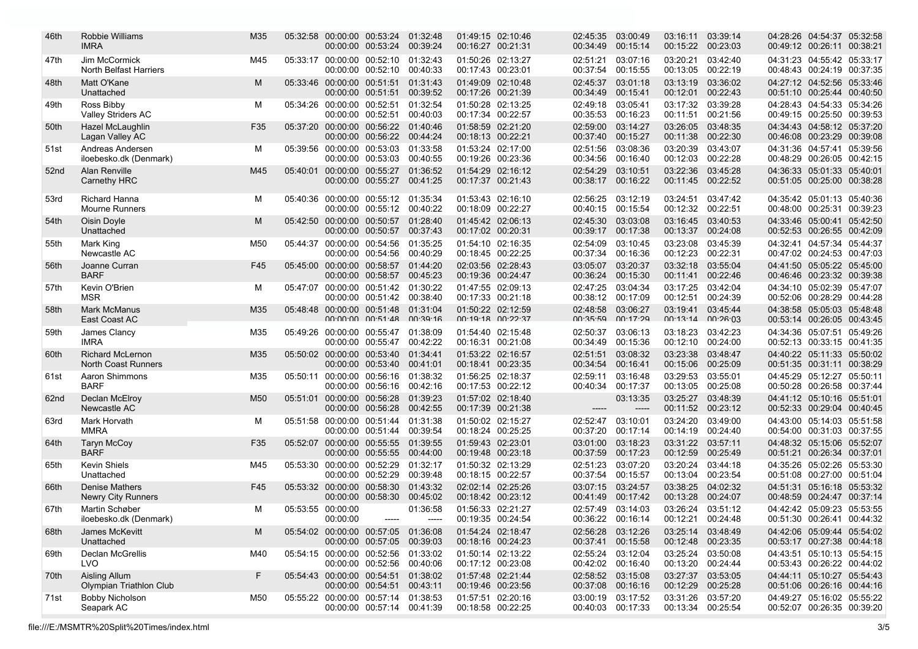| | | | | | | | | | | | | | | | |
|---|---|---|---|---|---|---|---|---|---|---|---|---|---|---|---|
| 46th | Robbie Williams<br>IMRA | M35 | 05:32:58 | 00:00:00<br>00:00:00 | 00:53:24<br>00:53:24 | 01:32:48<br>00:39:24 | 01:49:15<br>00:16:27 | 02:10:46<br>00:21:31 | 02:45:35<br>00:34:49 | 03:00:49<br>00:15:14 | 03:16:11<br>00:15:22 | 03:39:14<br>00:23:03 | 04:28:26<br>00:49:12 | 04:54:37<br>00:26:11 | 05:32:58<br>00:38:21 |
| 47th | Jim McCormick<br>North Belfast Harriers | M45 | 05:33:17 | 00:00:00<br>00:00:00 | 00:52:10<br>00:52:10 | 01:32:43<br>00:40:33 | 01:50:26<br>00:17:43 | 02:13:27<br>00:23:01 | 02:51:21<br>00:37:54 | 03:07:16<br>00:15:55 | 03:20:21<br>00:13:05 | 03:42:40<br>00:22:19 | 04:31:23<br>00:48:43 | 04:55:42<br>00:24:19 | 05:33:17<br>00:37:35 |
| 48th | Matt O'Kane<br>Unattached | M | 05:33:46 | 00:00:00<br>00:00:00 | 00:51:51<br>00:51:51 | 01:31:43<br>00:39:52 | 01:49:09<br>00:17:26 | 02:10:48<br>00:21:39 | 02:45:37<br>00:34:49 | 03:01:18<br>00:15:41 | 03:13:19<br>00:12:01 | 03:36:02<br>00:22:43 | 04:27:12<br>00:51:10 | 04:52:56<br>00:25:44 | 05:33:46<br>00:40:50 |
| 49th | Ross Bibby<br>Valley Striders AC | M | 05:34:26 | 00:00:00<br>00:00:00 | 00:52:51<br>00:52:51 | 01:32:54<br>00:40:03 | 01:50:28<br>00:17:34 | 02:13:25<br>00:22:57 | 02:49:18<br>00:35:53 | 03:05:41<br>00:16:23 | 03:17:32<br>00:11:51 | 03:39:28<br>00:21:56 | 04:28:43<br>00:49:15 | 04:54:33<br>00:25:50 | 05:34:26<br>00:39:53 |
| 50th | Hazel McLaughlin<br>Lagan Valley AC | F35 | 05:37:20 | 00:00:00<br>00:00:00 | 00:56:22<br>00:56:22 | 01:40:46<br>00:44:24 | 01:58:59<br>00:18:13 | 02:21:20<br>00:22:21 | 02:59:00<br>00:37:40 | 03:14:27<br>00:15:27 | 03:26:05<br>00:11:38 | 03:48:35<br>00:22:30 | 04:34:43<br>00:46:08 | 04:58:12<br>00:23:29 | 05:37:20<br>00:39:08 |
| 51st | Andreas Andersen<br>iloebesko.dk (Denmark) | M | 05:39:56 | 00:00:00<br>00:00:00 | 00:53:03<br>00:53:03 | 01:33:58<br>00:40:55 | 01:53:24<br>00:19:26 | 02:17:00<br>00:23:36 | 02:51:56<br>00:34:56 | 03:08:36<br>00:16:40 | 03:20:39<br>00:12:03 | 03:43:07<br>00:22:28 | 04:31:36<br>00:48:29 | 04:57:41<br>00:26:05 | 05:39:56<br>00:42:15 |
| 52nd | Alan Renville<br>Carnethy HRC | M45 | 05:40:01 | 00:00:00<br>00:00:00 | 00:55:27<br>00:55:27 | 01:36:52<br>00:41:25 | 01:54:29<br>00:17:37 | 02:16:12<br>00:21:43 | 02:54:29<br>00:38:17 | 03:10:51<br>00:16:22 | 03:22:36<br>00:11:45 | 03:45:28<br>00:22:52 | 04:36:33<br>00:51:05 | 05:01:33<br>00:25:00 | 05:40:01<br>00:38:28 |
| 53rd | Richard Hanna<br>Mourne Runners | M | 05:40:36 | 00:00:00<br>00:00:00 | 00:55:12<br>00:55:12 | 01:35:34<br>00:40:22 | 01:53:43<br>00:18:09 | 02:16:10<br>00:22:27 | 02:56:25<br>00:40:15 | 03:12:19<br>00:15:54 | 03:24:51<br>00:12:32 | 03:47:42<br>00:22:51 | 04:35:42<br>00:48:00 | 05:01:13<br>00:25:31 | 05:40:36<br>00:39:23 |
| 54th | Oisin Doyle<br>Unattached | M | 05:42:50 | 00:00:00<br>00:00:00 | 00:50:57<br>00:50:57 | 01:28:40<br>00:37:43 | 01:45:42<br>00:17:02 | 02:06:13<br>00:20:31 | 02:45:30<br>00:39:17 | 03:03:08<br>00:17:38 | 03:16:45<br>00:13:37 | 03:40:53<br>00:24:08 | 04:33:46<br>00:52:53 | 05:00:41<br>00:26:55 | 05:42:50<br>00:42:09 |
| 55th | Mark King<br>Newcastle AC | M50 | 05:44:37 | 00:00:00<br>00:00:00 | 00:54:56<br>00:54:56 | 01:35:25<br>00:40:29 | 01:54:10<br>00:18:45 | 02:16:35<br>00:22:25 | 02:54:09<br>00:37:34 | 03:10:45<br>00:16:36 | 03:23:08<br>00:12:23 | 03:45:39<br>00:22:31 | 04:32:41<br>00:47:02 | 04:57:34<br>00:24:53 | 05:44:37<br>00:47:03 |
| 56th | Joanne Curran<br>BARF | F45 | 05:45:00 | 00:00:00<br>00:00:00 | 00:58:57<br>00:58:57 | 01:44:20<br>00:45:23 | 02:03:56<br>00:19:36 | 02:28:43<br>00:24:47 | 03:05:07<br>00:36:24 | 03:20:37<br>00:15:30 | 03:32:18<br>00:11:41 | 03:55:04<br>00:22:46 | 04:41:50<br>00:46:46 | 05:05:22<br>00:23:32 | 05:45:00<br>00:39:38 |
| 57th | Kevin O'Brien<br>MSR | M | 05:47:07 | 00:00:00<br>00:00:00 | 00:51:42<br>00:51:42 | 01:30:22<br>00:38:40 | 01:47:55<br>00:17:33 | 02:09:13<br>00:21:18 | 02:47:25<br>00:38:12 | 03:04:34<br>00:17:09 | 03:17:25<br>00:12:51 | 03:42:04<br>00:24:39 | 04:34:10<br>00:52:06 | 05:02:39<br>00:28:29 | 05:47:07<br>00:44:28 |
| 58th | Mark McManus<br>East Coast AC | M35 | 05:48:48 | 00:00:00<br>00:00:00 | 00:51:48<br>00:51:48 | 01:31:04<br>00:39:16 | 01:50:22<br>00:19:18 | 02:12:59<br>00:22:37 | 02:48:58<br>00:35:59 | 03:06:27<br>00:17:29 | 03:19:41<br>00:13:14 | 03:45:44<br>00:26:03 | 04:38:58<br>00:53:14 | 05:05:03<br>00:26:05 | 05:48:48<br>00:43:45 |
| 59th | James Clancy<br>IMRA | M35 | 05:49:26 | 00:00:00<br>00:00:00 | 00:55:47<br>00:55:47 | 01:38:09<br>00:42:22 | 01:54:40<br>00:16:31 | 02:15:48<br>00:21:08 | 02:50:37<br>00:34:49 | 03:06:13<br>00:15:36 | 03:18:23<br>00:12:10 | 03:42:23<br>00:24:00 | 04:34:36<br>00:52:13 | 05:07:51<br>00:33:15 | 05:49:26<br>00:41:35 |
| 60th | Richard McLernon<br>North Coast Runners | M35 | 05:50:02 | 00:00:00<br>00:00:00 | 00:53:40<br>00:53:40 | 01:34:41<br>00:41:01 | 01:53:22<br>00:18:41 | 02:16:57<br>00:23:35 | 02:51:51<br>00:34:54 | 03:08:32<br>00:16:41 | 03:23:38<br>00:15:06 | 03:48:47<br>00:25:09 | 04:40:22<br>00:51:35 | 05:11:33<br>00:31:11 | 05:50:02<br>00:38:29 |
| 61st | Aaron Shimmons<br>BARF | M35 | 05:50:11 | 00:00:00<br>00:00:00 | 00:56:16<br>00:56:16 | 01:38:32<br>00:42:16 | 01:56:25<br>00:17:53 | 02:18:37<br>00:22:12 | 02:59:11<br>00:40:34 | 03:16:48<br>00:17:37 | 03:29:53<br>00:13:05 | 03:55:01<br>00:25:08 | 04:45:29<br>00:50:28 | 05:12:27<br>00:26:58 | 05:50:11<br>00:37:44 |
| 62nd | Declan McElroy<br>Newcastle AC | M50 | 05:51:01 | 00:00:00<br>00:00:00 | 00:56:28<br>00:56:28 | 01:39:23<br>00:42:55 | 01:57:02<br>00:17:39 | 02:18:40<br>00:21:38 | -----<br> | 03:13:35<br>----- | 03:25:27<br>00:11:52 | 03:48:39<br>00:23:12 | 04:41:12<br>00:52:33 | 05:10:16<br>00:29:04 | 05:51:01<br>00:40:45 |
| 63rd | Mark Horvath<br>MMRA | M | 05:51:58 | 00:00:00<br>00:00:00 | 00:51:44<br>00:51:44 | 01:31:38<br>00:39:54 | 01:50:02<br>00:18:24 | 02:15:27<br>00:25:25 | 02:52:47<br>00:37:20 | 03:10:01<br>00:17:14 | 03:24:20<br>00:14:19 | 03:49:00<br>00:24:40 | 04:43:00<br>00:54:00 | 05:14:03<br>00:31:03 | 05:51:58<br>00:37:55 |
| 64th | Taryn McCoy<br>BARF | F35 | 05:52:07 | 00:00:00<br>00:00:00 | 00:55:55<br>00:55:55 | 01:39:55<br>00:44:00 | 01:59:43<br>00:19:48 | 02:23:01<br>00:23:18 | 03:01:00<br>00:37:59 | 03:18:23<br>00:17:23 | 03:31:22<br>00:12:59 | 03:57:11<br>00:25:49 | 04:48:32<br>00:51:21 | 05:15:06<br>00:26:34 | 05:52:07<br>00:37:01 |
| 65th | Kevin Shiels<br>Unattached | M45 | 05:53:30 | 00:00:00<br>00:00:00 | 00:52:29<br>00:52:29 | 01:32:17<br>00:39:48 | 01:50:32<br>00:18:15 | 02:13:29<br>00:22:57 | 02:51:23<br>00:37:54 | 03:07:20<br>00:15:57 | 03:20:24<br>00:13:04 | 03:44:18<br>00:23:54 | 04:35:26<br>00:51:08 | 05:02:26<br>00:27:00 | 05:53:30<br>00:51:04 |
| 66th | Denise Mathers<br>Newry City Runners | F45 | 05:53:32 | 00:00:00<br>00:00:00 | 00:58:30<br>00:58:30 | 01:43:32<br>00:45:02 | 02:02:14<br>00:18:42 | 02:25:26<br>00:23:12 | 03:07:15<br>00:41:49 | 03:24:57<br>00:17:42 | 03:38:25<br>00:13:28 | 04:02:32<br>00:24:07 | 04:51:31<br>00:48:59 | 05:16:18<br>00:24:47 | 05:53:32<br>00:37:14 |
| 67th | Martin Schøber<br>iloebesko.dk (Denmark) | M | 05:53:55 | 00:00:00<br>00:00:00 | <br>----- | 01:36:58<br>----- | 01:56:33<br>00:19:35 | 02:21:27<br>00:24:54 | 02:57:49<br>00:36:22 | 03:14:03<br>00:16:14 | 03:26:24<br>00:12:21 | 03:51:12<br>00:24:48 | 04:42:42<br>00:51:30 | 05:09:23<br>00:26:41 | 05:53:55<br>00:44:32 |
| 68th | James McKevitt<br>Unattached | M | 05:54:02 | 00:00:00<br>00:00:00 | 00:57:05<br>00:57:05 | 01:36:08<br>00:39:03 | 01:54:24<br>00:18:16 | 02:18:47<br>00:24:23 | 02:56:28<br>00:37:41 | 03:12:26<br>00:15:58 | 03:25:14<br>00:12:48 | 03:48:49<br>00:23:35 | 04:42:06<br>00:53:17 | 05:09:44<br>00:27:38 | 05:54:02<br>00:44:18 |
| 69th | Declan McGrellis<br>LVO | M40 | 05:54:15 | 00:00:00<br>00:00:00 | 00:52:56<br>00:52:56 | 01:33:02<br>00:40:06 | 01:50:14<br>00:17:12 | 02:13:22<br>00:23:08 | 02:55:24<br>00:42:02 | 03:12:04<br>00:16:40 | 03:25:24<br>00:13:20 | 03:50:08<br>00:24:44 | 04:43:51<br>00:53:43 | 05:10:13<br>00:26:22 | 05:54:15<br>00:44:02 |
| 70th | Aisling Allum<br>Olympian Triathlon Club | F | 05:54:43 | 00:00:00<br>00:00:00 | 00:54:51<br>00:54:51 | 01:38:02<br>00:43:11 | 01:57:48<br>00:19:46 | 02:21:44<br>00:23:56 | 02:58:52<br>00:37:08 | 03:15:08<br>00:16:16 | 03:27:37<br>00:12:29 | 03:53:05<br>00:25:28 | 04:44:11<br>00:51:06 | 05:10:27<br>00:26:16 | 05:54:43<br>00:44:16 |
| 71st | Bobby Nicholson<br>Seapark AC | M50 | 05:55:22 | 00:00:00<br>00:00:00 | 00:57:14<br>00:57:14 | 01:38:53<br>00:41:39 | 01:57:51<br>00:18:58 | 02:20:16<br>00:22:25 | 03:00:19<br>00:40:03 | 03:17:52<br>00:17:33 | 03:31:26<br>00:13:34 | 03:57:20<br>00:25:54 | 04:49:27<br>00:52:07 | 05:16:02<br>00:26:35 | 05:55:22<br>00:39:20 |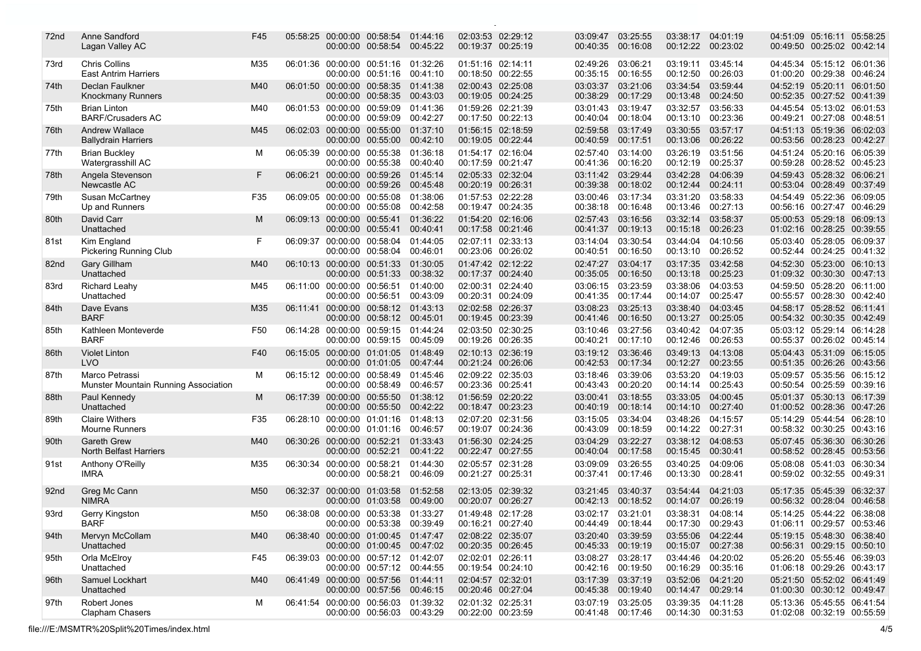| Pos | Name / Club | Cat | Time | | | | | | | | | | | |
|---|---|---|---|---|---|---|---|---|---|---|---|---|---|---|
| 72nd | Anne Sandford<br>Lagan Valley AC | F45 | 05:58:25 | 00:00:00<br>00:00:00 | 00:58:54<br>00:58:54 | 01:44:16<br>00:45:22 | 02:03:53<br>00:19:37 | 02:29:12<br>00:25:19 | 03:09:47<br>00:40:35 | 03:25:55<br>00:16:08 | 03:38:17<br>00:12:22 | 04:01:19<br>00:23:02 | 04:51:09<br>00:49:50 | 05:16:11<br>00:25:02 | 05:58:25<br>00:42:14 |
| 73rd | Chris Collins<br>East Antrim Harriers | M35 | 06:01:36 | 00:00:00<br>00:00:00 | 00:51:16<br>00:51:16 | 01:32:26<br>00:41:10 | 01:51:16<br>00:18:50 | 02:14:11<br>00:22:55 | 02:49:26<br>00:35:15 | 03:06:21<br>00:16:55 | 03:19:11<br>00:12:50 | 03:45:14<br>00:26:03 | 04:45:34<br>01:00:20 | 05:15:12<br>00:29:38 | 06:01:36<br>00:46:24 |
| 74th | Declan Faulkner<br>Knockmany Runners | M40 | 06:01:50 | 00:00:00<br>00:00:00 | 00:58:35<br>00:58:35 | 01:41:38<br>00:43:03 | 02:00:43<br>00:19:05 | 02:25:08<br>00:24:25 | 03:03:37<br>00:38:29 | 03:21:06<br>00:17:29 | 03:34:54<br>00:13:48 | 03:59:44<br>00:24:50 | 04:52:19<br>00:52:35 | 05:20:11<br>00:27:52 | 06:01:50<br>00:41:39 |
| 75th | Brian Linton<br>BARF/Crusaders AC | M40 | 06:01:53 | 00:00:00<br>00:00:00 | 00:59:09<br>00:59:09 | 01:41:36<br>00:42:27 | 01:59:26<br>00:17:50 | 02:21:39<br>00:22:13 | 03:01:43<br>00:40:04 | 03:19:47<br>00:18:04 | 03:32:57<br>00:13:10 | 03:56:33<br>00:23:36 | 04:45:54<br>00:49:21 | 05:13:02<br>00:27:08 | 06:01:53<br>00:48:51 |
| 76th | Andrew Wallace<br>Ballydrain Harriers | M45 | 06:02:03 | 00:00:00<br>00:00:00 | 00:55:00<br>00:55:00 | 01:37:10<br>00:42:10 | 01:56:15<br>00:19:05 | 02:18:59<br>00:22:44 | 02:59:58<br>00:40:59 | 03:17:49<br>00:17:51 | 03:30:55<br>00:13:06 | 03:57:17<br>00:26:22 | 04:51:13<br>00:53:56 | 05:19:36<br>00:28:23 | 06:02:03<br>00:42:27 |
| 77th | Brian Buckley<br>Watergrasshill AC | M | 06:05:39 | 00:00:00<br>00:00:00 | 00:55:38<br>00:55:38 | 01:36:18<br>00:40:40 | 01:54:17<br>00:17:59 | 02:16:04<br>00:21:47 | 02:57:40<br>00:41:36 | 03:14:00<br>00:16:20 | 03:26:19<br>00:12:19 | 03:51:56<br>00:25:37 | 04:51:24<br>00:59:28 | 05:20:16<br>00:28:52 | 06:05:39<br>00:45:23 |
| 78th | Angela Stevenson<br>Newcastle AC | F | 06:06:21 | 00:00:00<br>00:00:00 | 00:59:26<br>00:59:26 | 01:45:14<br>00:45:48 | 02:05:33<br>00:20:19 | 02:32:04<br>00:26:31 | 03:11:42<br>00:39:38 | 03:29:44<br>00:18:02 | 03:42:28<br>00:12:44 | 04:06:39<br>00:24:11 | 04:59:43<br>00:53:04 | 05:28:32<br>00:28:49 | 06:06:21<br>00:37:49 |
| 79th | Susan McCartney<br>Up and Runners | F35 | 06:09:05 | 00:00:00<br>00:00:00 | 00:55:08<br>00:55:08 | 01:38:06<br>00:42:58 | 01:57:53<br>00:19:47 | 02:22:28<br>00:24:35 | 03:00:46<br>00:38:18 | 03:17:34<br>00:16:48 | 03:31:20<br>00:13:46 | 03:58:33<br>00:27:13 | 04:54:49<br>00:56:16 | 05:22:36<br>00:27:47 | 06:09:05<br>00:46:29 |
| 80th | David Carr<br>Unattached | M | 06:09:13 | 00:00:00<br>00:00:00 | 00:55:41<br>00:55:41 | 01:36:22<br>00:40:41 | 01:54:20<br>00:17:58 | 02:16:06<br>00:21:46 | 02:57:43<br>00:41:37 | 03:16:56<br>00:19:13 | 03:32:14<br>00:15:18 | 03:58:37<br>00:26:23 | 05:00:53<br>01:02:16 | 05:29:18<br>00:28:25 | 06:09:13<br>00:39:55 |
| 81st | Kim England<br>Pickering Running Club | F | 06:09:37 | 00:00:00<br>00:00:00 | 00:58:04<br>00:58:04 | 01:44:05<br>00:46:01 | 02:07:11<br>00:23:06 | 02:33:13<br>00:26:02 | 03:14:04<br>00:40:51 | 03:30:54<br>00:16:50 | 03:44:04<br>00:13:10 | 04:10:56<br>00:26:52 | 05:03:40<br>00:52:44 | 05:28:05<br>00:24:25 | 06:09:37<br>00:41:32 |
| 82nd | Gary Gillham<br>Unattached | M40 | 06:10:13 | 00:00:00<br>00:00:00 | 00:51:33<br>00:51:33 | 01:30:05<br>00:38:32 | 01:47:42<br>00:17:37 | 02:12:22<br>00:24:40 | 02:47:27<br>00:35:05 | 03:04:17<br>00:16:50 | 03:17:35<br>00:13:18 | 03:42:58<br>00:25:23 | 04:52:30<br>01:09:32 | 05:23:00<br>00:30:30 | 06:10:13<br>00:47:13 |
| 83rd | Richard Leahy<br>Unattached | M45 | 06:11:00 | 00:00:00<br>00:00:00 | 00:56:51<br>00:56:51 | 01:40:00<br>00:43:09 | 02:00:31<br>00:20:31 | 02:24:40<br>00:24:09 | 03:06:15<br>00:41:35 | 03:23:59<br>00:17:44 | 03:38:06<br>00:14:07 | 04:03:53<br>00:25:47 | 04:59:50<br>00:55:57 | 05:28:20<br>00:28:30 | 06:11:00<br>00:42:40 |
| 84th | Dave Evans<br>BARF | M35 | 06:11:41 | 00:00:00<br>00:00:00 | 00:58:12<br>00:58:12 | 01:43:13<br>00:45:01 | 02:02:58<br>00:19:45 | 02:26:37<br>00:23:39 | 03:08:23<br>00:41:46 | 03:25:13<br>00:16:50 | 03:38:40<br>00:13:27 | 04:03:45<br>00:25:05 | 04:58:17<br>00:54:32 | 05:28:52<br>00:30:35 | 06:11:41<br>00:42:49 |
| 85th | Kathleen Monteverde<br>BARF | F50 | 06:14:28 | 00:00:00<br>00:00:00 | 00:59:15<br>00:59:15 | 01:44:24<br>00:45:09 | 02:03:50<br>00:19:26 | 02:30:25<br>00:26:35 | 03:10:46<br>00:40:21 | 03:27:56<br>00:17:10 | 03:40:42<br>00:12:46 | 04:07:35<br>00:26:53 | 05:03:12<br>00:55:37 | 05:29:14<br>00:26:02 | 06:14:28<br>00:45:14 |
| 86th | Violet Linton<br>LVO | F40 | 06:15:05 | 00:00:00<br>00:00:00 | 01:01:05<br>01:01:05 | 01:48:49<br>00:47:44 | 02:10:13<br>00:21:24 | 02:36:19<br>00:26:06 | 03:19:12<br>00:42:53 | 03:36:46<br>00:17:34 | 03:49:13<br>00:12:27 | 04:13:08<br>00:23:55 | 05:04:43<br>00:51:35 | 05:31:09<br>00:26:26 | 06:15:05<br>00:43:56 |
| 87th | Marco Petrassi<br>Munster Mountain Running Association | M | 06:15:12 | 00:00:00<br>00:00:00 | 00:58:49<br>00:58:49 | 01:45:46<br>00:46:57 | 02:09:22<br>00:23:36 | 02:35:03<br>00:25:41 | 03:18:46<br>00:43:43 | 03:39:06<br>00:20:20 | 03:53:20<br>00:14:14 | 04:19:03<br>00:25:43 | 05:09:57<br>00:50:54 | 05:35:56<br>00:25:59 | 06:15:12<br>00:39:16 |
| 88th | Paul Kennedy<br>Unattached | M | 06:17:39 | 00:00:00<br>00:00:00 | 00:55:50<br>00:55:50 | 01:38:12<br>00:42:22 | 01:56:59<br>00:18:47 | 02:20:22<br>00:23:23 | 03:00:41<br>00:40:19 | 03:18:55<br>00:18:14 | 03:33:05<br>00:14:10 | 04:00:45<br>00:27:40 | 05:01:37<br>01:00:52 | 05:30:13<br>00:28:36 | 06:17:39<br>00:47:26 |
| 89th | Claire Withers<br>Mourne Runners | F35 | 06:28:10 | 00:00:00<br>00:00:00 | 01:01:16<br>01:01:16 | 01:48:13<br>00:46:57 | 02:07:20<br>00:19:07 | 02:31:56<br>00:24:36 | 03:15:05<br>00:43:09 | 03:34:04<br>00:18:59 | 03:48:26<br>00:14:22 | 04:15:57<br>00:27:31 | 05:14:29<br>00:58:32 | 05:44:54<br>00:30:25 | 06:28:10<br>00:43:16 |
| 90th | Gareth Grew<br>North Belfast Harriers | M40 | 06:30:26 | 00:00:00<br>00:00:00 | 00:52:21<br>00:52:21 | 01:33:43<br>00:41:22 | 01:56:30<br>00:22:47 | 02:24:25<br>00:27:55 | 03:04:29<br>00:40:04 | 03:22:27<br>00:17:58 | 03:38:12<br>00:15:45 | 04:08:53<br>00:30:41 | 05:07:45<br>00:58:52 | 05:36:30<br>00:28:45 | 06:30:26<br>00:53:56 |
| 91st | Anthony O'Reilly<br>IMRA | M35 | 06:30:34 | 00:00:00<br>00:00:00 | 00:58:21<br>00:58:21 | 01:44:30<br>00:46:09 | 02:05:57<br>00:21:27 | 02:31:28<br>00:25:31 | 03:09:09<br>00:37:41 | 03:26:55<br>00:17:46 | 03:40:25<br>00:13:30 | 04:09:06<br>00:28:41 | 05:08:08<br>00:59:02 | 05:41:03<br>00:32:55 | 06:30:34<br>00:49:31 |
| 92nd | Greg Mc Cann<br>NIMRA | M50 | 06:32:37 | 00:00:00<br>00:00:00 | 01:03:58<br>01:03:58 | 01:52:58<br>00:49:00 | 02:13:05<br>00:20:07 | 02:39:32<br>00:26:27 | 03:21:45<br>00:42:13 | 03:40:37<br>00:18:52 | 03:54:44<br>00:14:07 | 04:21:03<br>00:26:19 | 05:17:35<br>00:56:32 | 05:45:39<br>00:28:04 | 06:32:37<br>00:46:58 |
| 93rd | Gerry Kingston<br>BARF | M50 | 06:38:08 | 00:00:00<br>00:00:00 | 00:53:38<br>00:53:38 | 01:33:27<br>00:39:49 | 01:49:48<br>00:16:21 | 02:17:28<br>00:27:40 | 03:02:17<br>00:44:49 | 03:21:01<br>00:18:44 | 03:38:31<br>00:17:30 | 04:08:14<br>00:29:43 | 05:14:25<br>01:06:11 | 05:44:22<br>00:29:57 | 06:38:08<br>00:53:46 |
| 94th | Mervyn McCollam<br>Unattached | M40 | 06:38:40 | 00:00:00<br>00:00:00 | 01:00:45<br>01:00:45 | 01:47:47<br>00:47:02 | 02:08:22<br>00:20:35 | 02:35:07<br>00:26:45 | 03:20:40<br>00:45:33 | 03:39:59<br>00:19:19 | 03:55:06<br>00:15:07 | 04:22:44<br>00:27:38 | 05:19:15<br>00:56:31 | 05:48:30<br>00:29:15 | 06:38:40<br>00:50:10 |
| 95th | Orla McElroy<br>Unattached | F45 | 06:39:03 | 00:00:00<br>00:00:00 | 00:57:12<br>00:57:12 | 01:42:07<br>00:44:55 | 02:02:01<br>00:19:54 | 02:26:11<br>00:24:10 | 03:08:27<br>00:42:16 | 03:28:17<br>00:19:50 | 03:44:46<br>00:16:29 | 04:20:02<br>00:35:16 | 05:26:20<br>01:06:18 | 05:55:46<br>00:29:26 | 06:39:03<br>00:43:17 |
| 96th | Samuel Lockhart<br>Unattached | M40 | 06:41:49 | 00:00:00<br>00:00:00 | 00:57:56<br>00:57:56 | 01:44:11<br>00:46:15 | 02:04:57<br>00:20:46 | 02:32:01<br>00:27:04 | 03:17:39<br>00:45:38 | 03:37:19<br>00:19:40 | 03:52:06<br>00:14:47 | 04:21:20<br>00:29:14 | 05:21:50<br>01:00:30 | 05:52:02<br>00:30:12 | 06:41:49<br>00:49:47 |
| 97th | Robert Jones<br>Clapham Chasers | M | 06:41:54 | 00:00:00<br>00:00:00 | 00:56:03<br>00:56:03 | 01:39:32<br>00:43:29 | 02:01:32<br>00:22:00 | 02:25:31<br>00:23:59 | 03:07:19<br>00:41:48 | 03:25:05<br>00:17:46 | 03:39:35<br>00:14:30 | 04:11:28<br>00:31:53 | 05:13:36<br>01:02:08 | 05:45:55<br>00:32:19 | 06:41:54<br>00:55:59 |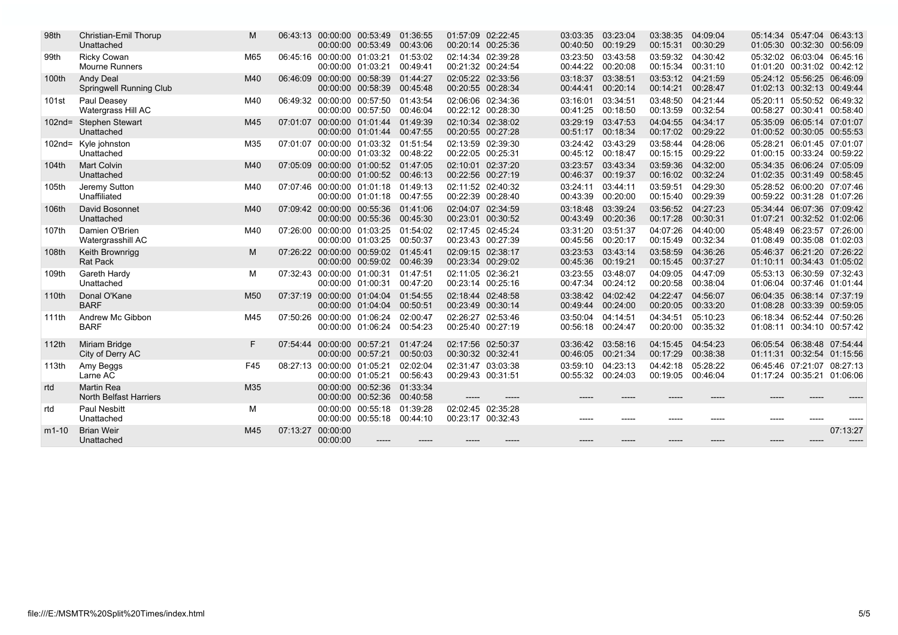| | | | | | | | | | | | | | | | |
|---|---|---|---|---|---|---|---|---|---|---|---|---|---|---|---|
| 98th | Christian-Emil Thorup<br>Unattached | M | 06:43:13 | 00:00:00<br>00:00:00 | 00:53:49<br>00:53:49 | 01:36:55<br>00:43:06 | 01:57:09<br>00:20:14 | 02:22:45<br>00:25:36 | 03:03:35<br>00:40:50 | 03:23:04<br>00:19:29 | 03:38:35<br>00:15:31 | 04:09:04<br>00:30:29 | 05:14:34<br>01:05:30 | 05:47:04<br>00:32:30 | 06:43:13<br>00:56:09 |
| 99th | Ricky Cowan<br>Mourne Runners | M65 | 06:45:16 | 00:00:00<br>00:00:00 | 01:03:21<br>01:03:21 | 01:53:02<br>00:49:41 | 02:14:34<br>00:21:32 | 02:39:28<br>00:24:54 | 03:23:50<br>00:44:22 | 03:43:58<br>00:20:08 | 03:59:32<br>00:15:34 | 04:30:42<br>00:31:10 | 05:32:02<br>01:01:20 | 06:03:04<br>00:31:02 | 06:45:16<br>00:42:12 |
| 100th | Andy Deal<br>Springwell Running Club | M40 | 06:46:09 | 00:00:00<br>00:00:00 | 00:58:39<br>00:58:39 | 01:44:27<br>00:45:48 | 02:05:22<br>00:20:55 | 02:33:56<br>00:28:34 | 03:18:37<br>00:44:41 | 03:38:51<br>00:20:14 | 03:53:12<br>00:14:21 | 04:21:59<br>00:28:47 | 05:24:12<br>01:02:13 | 05:56:25<br>00:32:13 | 06:46:09<br>00:49:44 |
| 101st | Paul Deasey<br>Watergrass Hill AC | M40 | 06:49:32 | 00:00:00<br>00:00:00 | 00:57:50<br>00:57:50 | 01:43:54<br>00:46:04 | 02:06:06<br>00:22:12 | 02:34:36<br>00:28:30 | 03:16:01<br>00:41:25 | 03:34:51<br>00:18:50 | 03:48:50<br>00:13:59 | 04:21:44<br>00:32:54 | 05:20:11<br>00:58:27 | 05:50:52<br>00:30:41 | 06:49:32<br>00:58:40 |
| 102nd= | Stephen Stewart<br>Unattached | M45 | 07:01:07 | 00:00:00<br>00:00:00 | 01:01:44<br>01:01:44 | 01:49:39<br>00:47:55 | 02:10:34<br>00:20:55 | 02:38:02<br>00:27:28 | 03:29:19<br>00:51:17 | 03:47:53<br>00:18:34 | 04:04:55<br>00:17:02 | 04:34:17<br>00:29:22 | 05:35:09<br>01:00:52 | 06:05:14<br>00:30:05 | 07:01:07<br>00:55:53 |
| 102nd= | Kyle johnston<br>Unattached | M35 | 07:01:07 | 00:00:00<br>00:00:00 | 01:03:32<br>01:03:32 | 01:51:54<br>00:48:22 | 02:13:59<br>00:22:05 | 02:39:30<br>00:25:31 | 03:24:42<br>00:45:12 | 03:43:29<br>00:18:47 | 03:58:44<br>00:15:15 | 04:28:06<br>00:29:22 | 05:28:21<br>01:00:15 | 06:01:45<br>00:33:24 | 07:01:07<br>00:59:22 |
| 104th | Mart Colvin<br>Unattached | M40 | 07:05:09 | 00:00:00<br>00:00:00 | 01:00:52<br>01:00:52 | 01:47:05<br>00:46:13 | 02:10:01<br>00:22:56 | 02:37:20<br>00:27:19 | 03:23:57<br>00:46:37 | 03:43:34<br>00:19:37 | 03:59:36<br>00:16:02 | 04:32:00<br>00:32:24 | 05:34:35<br>01:02:35 | 06:06:24<br>00:31:49 | 07:05:09<br>00:58:45 |
| 105th | Jeremy Sutton<br>Unaffiliated | M40 | 07:07:46 | 00:00:00<br>00:00:00 | 01:01:18<br>01:01:18 | 01:49:13<br>00:47:55 | 02:11:52<br>00:22:39 | 02:40:32<br>00:28:40 | 03:24:11<br>00:43:39 | 03:44:11<br>00:20:00 | 03:59:51<br>00:15:40 | 04:29:30<br>00:29:39 | 05:28:52<br>00:59:22 | 06:00:20<br>00:31:28 | 07:07:46<br>01:07:26 |
| 106th | David Bosonnet<br>Unattached | M40 | 07:09:42 | 00:00:00<br>00:00:00 | 00:55:36<br>00:55:36 | 01:41:06<br>00:45:30 | 02:04:07<br>00:23:01 | 02:34:59<br>00:30:52 | 03:18:48<br>00:43:49 | 03:39:24<br>00:20:36 | 03:56:52<br>00:17:28 | 04:27:23<br>00:30:31 | 05:34:44<br>01:07:21 | 06:07:36<br>00:32:52 | 07:09:42<br>01:02:06 |
| 107th | Damien O'Brien<br>Watergrasshill AC | M40 | 07:26:00 | 00:00:00<br>00:00:00 | 01:03:25<br>01:03:25 | 01:54:02<br>00:50:37 | 02:17:45<br>00:23:43 | 02:45:24<br>00:27:39 | 03:31:20<br>00:45:56 | 03:51:37<br>00:20:17 | 04:07:26<br>00:15:49 | 04:40:00<br>00:32:34 | 05:48:49<br>01:08:49 | 06:23:57<br>00:35:08 | 07:26:00<br>01:02:03 |
| 108th | Keith Brownrigg<br>Rat Pack | M | 07:26:22 | 00:00:00<br>00:00:00 | 00:59:02<br>00:59:02 | 01:45:41<br>00:46:39 | 02:09:15<br>00:23:34 | 02:38:17<br>00:29:02 | 03:23:53<br>00:45:36 | 03:43:14<br>00:19:21 | 03:58:59<br>00:15:45 | 04:36:26<br>00:37:27 | 05:46:37<br>01:10:11 | 06:21:20<br>00:34:43 | 07:26:22<br>01:05:02 |
| 109th | Gareth Hardy<br>Unattached | M | 07:32:43 | 00:00:00<br>00:00:00 | 01:00:31<br>01:00:31 | 01:47:51<br>00:47:20 | 02:11:05<br>00:23:14 | 02:36:21<br>00:25:16 | 03:23:55<br>00:47:34 | 03:48:07<br>00:24:12 | 04:09:05<br>00:20:58 | 04:47:09<br>00:38:04 | 05:53:13<br>01:06:04 | 06:30:59<br>00:37:46 | 07:32:43<br>01:01:44 |
| 110th | Donal O'Kane<br>BARF | M50 | 07:37:19 | 00:00:00<br>00:00:00 | 01:04:04<br>01:04:04 | 01:54:55<br>00:50:51 | 02:18:44<br>00:23:49 | 02:48:58<br>00:30:14 | 03:38:42<br>00:49:44 | 04:02:42<br>00:24:00 | 04:22:47<br>00:20:05 | 04:56:07<br>00:33:20 | 06:04:35<br>01:08:28 | 06:38:14<br>00:33:39 | 07:37:19<br>00:59:05 |
| 111th | Andrew Mc Gibbon<br>BARF | M45 | 07:50:26 | 00:00:00<br>00:00:00 | 01:06:24<br>01:06:24 | 02:00:47<br>00:54:23 | 02:26:27<br>00:25:40 | 02:53:46<br>00:27:19 | 03:50:04<br>00:56:18 | 04:14:51<br>00:24:47 | 04:34:51<br>00:20:00 | 05:10:23<br>00:35:32 | 06:18:34<br>01:08:11 | 06:52:44<br>00:34:10 | 07:50:26<br>00:57:42 |
| 112th | Miriam Bridge<br>City of Derry AC | F | 07:54:44 | 00:00:00<br>00:00:00 | 00:57:21<br>00:57:21 | 01:47:24<br>00:50:03 | 02:17:56<br>00:30:32 | 02:50:37<br>00:32:41 | 03:36:42<br>00:46:05 | 03:58:16<br>00:21:34 | 04:15:45<br>00:17:29 | 04:54:23<br>00:38:38 | 06:05:54<br>01:11:31 | 06:38:48<br>00:32:54 | 07:54:44<br>01:15:56 |
| 113th | Amy Beggs<br>Larne AC | F45 | 08:27:13 | 00:00:00<br>00:00:00 | 01:05:21<br>01:05:21 | 02:02:04<br>00:56:43 | 02:31:47<br>00:29:43 | 03:03:38<br>00:31:51 | 03:59:10<br>00:55:32 | 04:23:13<br>00:24:03 | 04:42:18<br>00:19:05 | 05:28:22<br>00:46:04 | 06:45:46<br>01:17:24 | 07:21:07<br>00:35:21 | 08:27:13<br>01:06:06 |
| rtd | Martin Rea<br>North Belfast Harriers | M35 | | 00:00:00<br>00:00:00 | 00:52:36<br>00:52:36 | 01:33:34<br>00:40:58 | ----- | ----- | ----- | ----- | ----- | ----- | ----- | ----- | ----- |
| rtd | Paul Nesbitt<br>Unattached | M | | 00:00:00<br>00:00:00 | 00:55:18<br>00:55:18 | 01:39:28<br>00:44:10 | 02:02:45<br>00:23:17 | 02:35:28<br>00:32:43 | ----- | ----- | ----- | ----- | ----- | ----- | ----- |
| m1-10 | Brian Weir<br>Unattached | M45 | 07:13:27 | 00:00:00<br>00:00:00 | ----- | ----- | ----- | ----- | ----- | ----- | ----- | ----- | ----- | ----- | 07:13:27<br>----- |